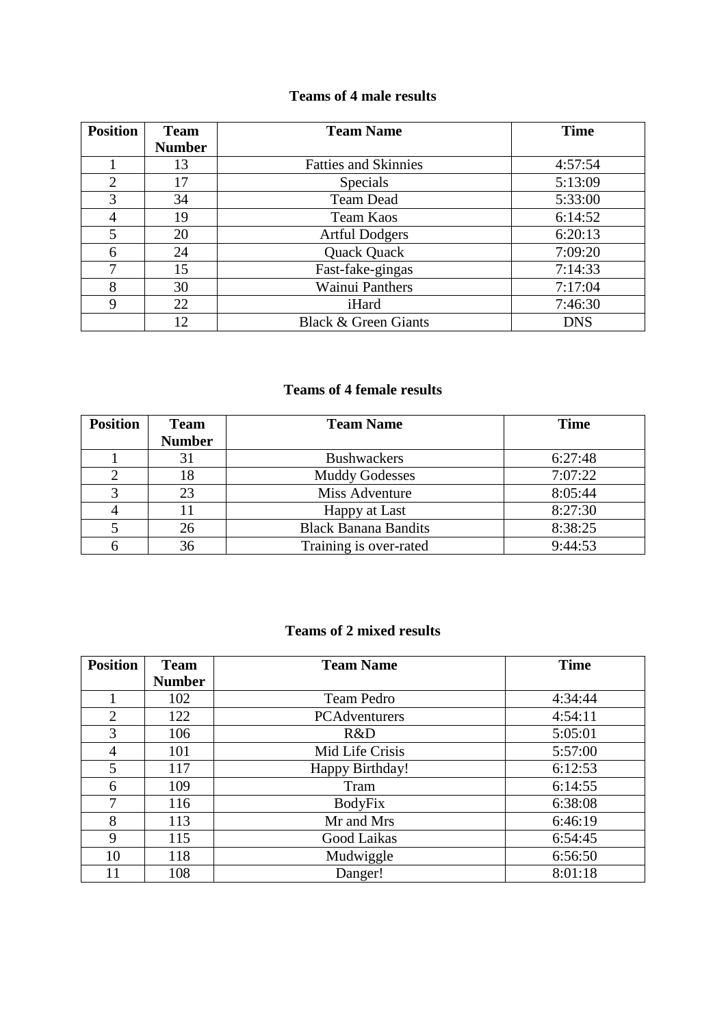### Teams of 4 male results

| Position | Team Number | Team Name | Time |
|---|---|---|---|
| 1 | 13 | Fatties and Skinnies | 4:57:54 |
| 2 | 17 | Specials | 5:13:09 |
| 3 | 34 | Team Dead | 5:33:00 |
| 4 | 19 | Team Kaos | 6:14:52 |
| 5 | 20 | Artful Dodgers | 6:20:13 |
| 6 | 24 | Quack Quack | 7:09:20 |
| 7 | 15 | Fast-fake-gingas | 7:14:33 |
| 8 | 30 | Wainui Panthers | 7:17:04 |
| 9 | 22 | iHard | 7:46:30 |
| | 12 | Black & Green Giants | DNS |

### Teams of 4 female results

| Position | Team Number | Team Name | Time |
|---|---|---|---|
| 1 | 31 | Bushwackers | 6:27:48 |
| 2 | 18 | Muddy Godesses | 7:07:22 |
| 3 | 23 | Miss Adventure | 8:05:44 |
| 4 | 11 | Happy at Last | 8:27:30 |
| 5 | 26 | Black Banana Bandits | 8:38:25 |
| 6 | 36 | Training is over-rated | 9:44:53 |

### Teams of 2 mixed results

| Position | Team Number | Team Name | Time |
|---|---|---|---|
| 1 | 102 | Team Pedro | 4:34:44 |
| 2 | 122 | PCAdventurers | 4:54:11 |
| 3 | 106 | R&D | 5:05:01 |
| 4 | 101 | Mid Life Crisis | 5:57:00 |
| 5 | 117 | Happy Birthday! | 6:12:53 |
| 6 | 109 | Tram | 6:14:55 |
| 7 | 116 | BodyFix | 6:38:08 |
| 8 | 113 | Mr and Mrs | 6:46:19 |
| 9 | 115 | Good Laikas | 6:54:45 |
| 10 | 118 | Mudwiggle | 6:56:50 |
| 11 | 108 | Danger! | 8:01:18 |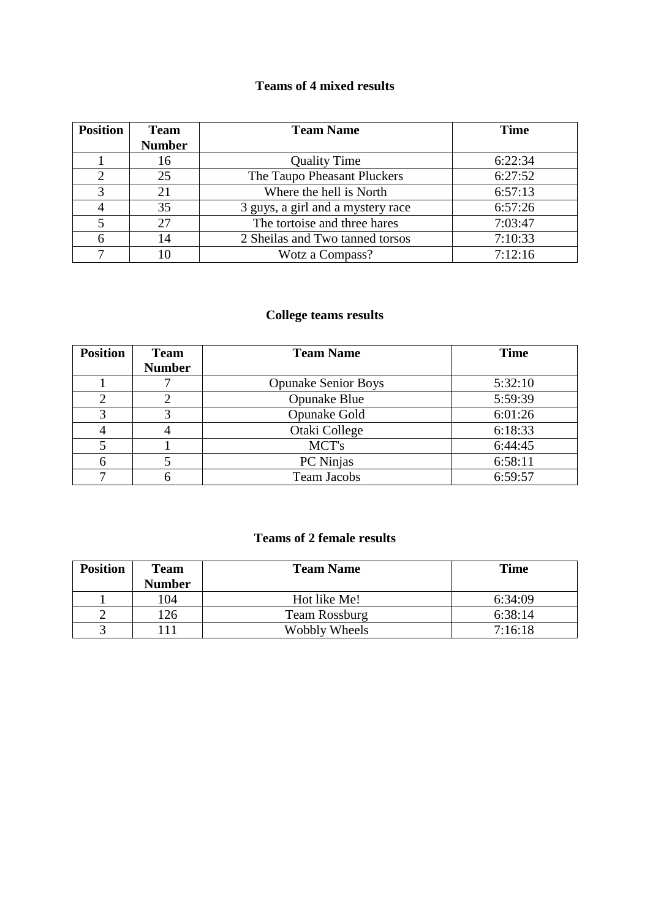**Teams of 4 mixed results**

| Position | Team Number | Team Name | Time |
|---|---|---|---|
| 1 | 16 | Quality Time | 6:22:34 |
| 2 | 25 | The Taupo Pheasant Pluckers | 6:27:52 |
| 3 | 21 | Where the hell is North | 6:57:13 |
| 4 | 35 | 3 guys, a girl and a mystery race | 6:57:26 |
| 5 | 27 | The tortoise and three hares | 7:03:47 |
| 6 | 14 | 2 Sheilas and Two tanned torsos | 7:10:33 |
| 7 | 10 | Wotz a Compass? | 7:12:16 |

**College teams results**

| Position | Team Number | Team Name | Time |
|---|---|---|---|
| 1 | 7 | Opunake Senior Boys | 5:32:10 |
| 2 | 2 | Opunake Blue | 5:59:39 |
| 3 | 3 | Opunake Gold | 6:01:26 |
| 4 | 4 | Otaki College | 6:18:33 |
| 5 | 1 | MCT's | 6:44:45 |
| 6 | 5 | PC Ninjas | 6:58:11 |
| 7 | 6 | Team Jacobs | 6:59:57 |

**Teams of 2 female results**

| Position | Team Number | Team Name | Time |
|---|---|---|---|
| 1 | 104 | Hot like Me! | 6:34:09 |
| 2 | 126 | Team Rossburg | 6:38:14 |
| 3 | 111 | Wobbly Wheels | 7:16:18 |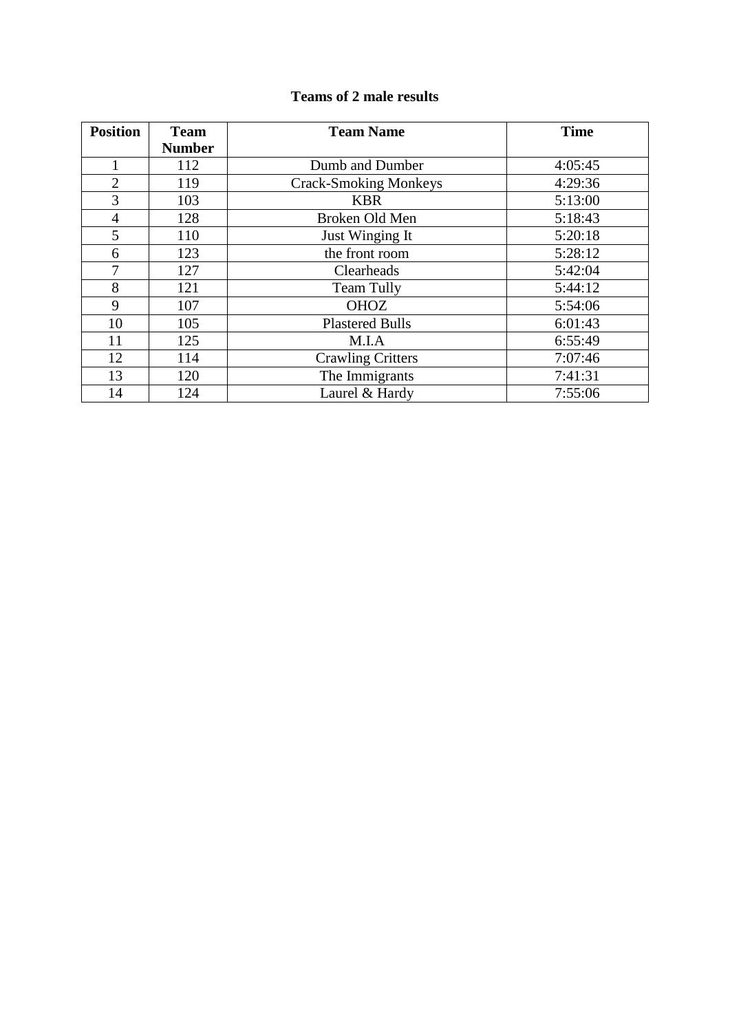**Teams of 2 male results**

| Position | Team Number | Team Name | Time |
|---|---|---|---|
| 1 | 112 | Dumb and Dumber | 4:05:45 |
| 2 | 119 | Crack-Smoking Monkeys | 4:29:36 |
| 3 | 103 | KBR | 5:13:00 |
| 4 | 128 | Broken Old Men | 5:18:43 |
| 5 | 110 | Just Winging It | 5:20:18 |
| 6 | 123 | the front room | 5:28:12 |
| 7 | 127 | Clearheads | 5:42:04 |
| 8 | 121 | Team Tully | 5:44:12 |
| 9 | 107 | OHOZ | 5:54:06 |
| 10 | 105 | Plastered Bulls | 6:01:43 |
| 11 | 125 | M.I.A | 6:55:49 |
| 12 | 114 | Crawling Critters | 7:07:46 |
| 13 | 120 | The Immigrants | 7:41:31 |
| 14 | 124 | Laurel & Hardy | 7:55:06 |